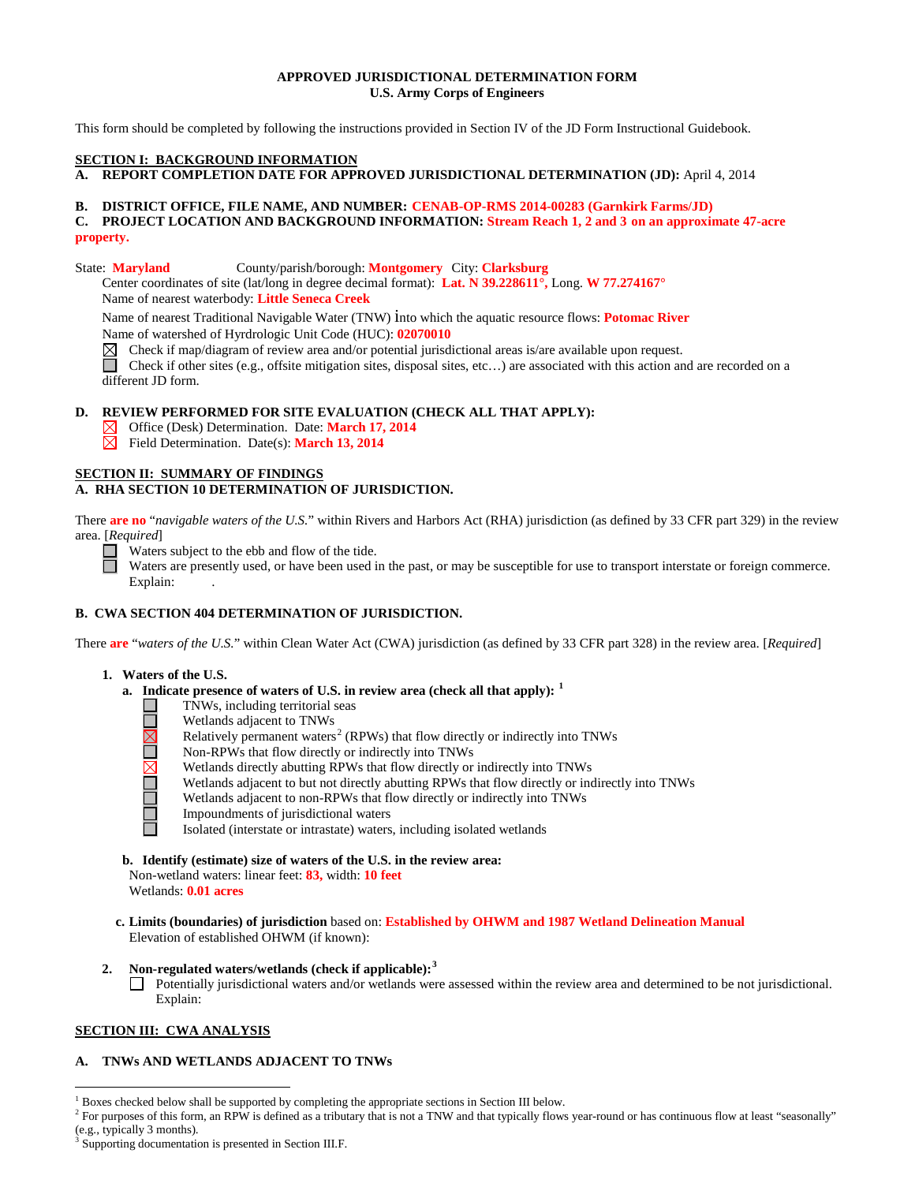**APPROVED JURISDICTIONAL DETERMINATION FORM**
**U.S. Army Corps of Engineers**

This form should be completed by following the instructions provided in Section IV of the JD Form Instructional Guidebook.

## SECTION I: BACKGROUND INFORMATION

**A. REPORT COMPLETION DATE FOR APPROVED JURISDICTIONAL DETERMINATION (JD):** April 4, 2014

**B. DISTRICT OFFICE, FILE NAME, AND NUMBER:** **CENAB-OP-RMS 2014-00283 (Garnkirk Farms/JD)**

**C. PROJECT LOCATION AND BACKGROUND INFORMATION:** **Stream Reach 1, 2 and 3 on an approximate 47-acre property.**

State: **Maryland** County/parish/borough: **Montgomery** City: **Clarksburg**

Center coordinates of site (lat/long in degree decimal format): **Lat. N 39.228611°,** Long. **W 77.274167°**

Name of nearest waterbody: **Little Seneca Creek**

Name of nearest Traditional Navigable Water (TNW) into which the aquatic resource flows: **Potomac River**

Name of watershed of Hyrdrologic Unit Code (HUC): **02070010**

☒ Check if map/diagram of review area and/or potential jurisdictional areas is/are available upon request.

☐ Check if other sites (e.g., offsite mitigation sites, disposal sites, etc…) are associated with this action and are recorded on a different JD form.

**D. REVIEW PERFORMED FOR SITE EVALUATION (CHECK ALL THAT APPLY):**

☒ Office (Desk) Determination. Date: **March 17, 2014**

☒ Field Determination. Date(s): **March 13, 2014**

## SECTION II: SUMMARY OF FINDINGS

**A. RHA SECTION 10 DETERMINATION OF JURISDICTION.**

There **are no** "*navigable waters of the U.S.*" within Rivers and Harbors Act (RHA) jurisdiction (as defined by 33 CFR part 329) in the review area. [*Required*]

☐ Waters subject to the ebb and flow of the tide.

☐ Waters are presently used, or have been used in the past, or may be susceptible for use to transport interstate or foreign commerce. Explain: .

**B. CWA SECTION 404 DETERMINATION OF JURISDICTION.**

There **are** "*waters of the U.S.*" within Clean Water Act (CWA) jurisdiction (as defined by 33 CFR part 328) in the review area. [*Required*]

**1. Waters of the U.S.**

**a. Indicate presence of waters of U.S. in review area (check all that apply):** [1]

☐ TNWs, including territorial seas
☐ Wetlands adjacent to TNWs
☒ Relatively permanent waters[2] (RPWs) that flow directly or indirectly into TNWs
☐ Non-RPWs that flow directly or indirectly into TNWs
☒ Wetlands directly abutting RPWs that flow directly or indirectly into TNWs
☐ Wetlands adjacent to but not directly abutting RPWs that flow directly or indirectly into TNWs
☐ Wetlands adjacent to non-RPWs that flow directly or indirectly into TNWs
☐ Impoundments of jurisdictional waters
☐ Isolated (interstate or intrastate) waters, including isolated wetlands

**b. Identify (estimate) size of waters of the U.S. in the review area:**

Non-wetland waters: linear feet: **83,** width: **10 feet**

Wetlands: **0.01 acres**

**c. Limits (boundaries) of jurisdiction** based on: **Established by OHWM and 1987 Wetland Delineation Manual**

Elevation of established OHWM (if known):

**2. Non-regulated waters/wetlands (check if applicable):**[3]

☐ Potentially jurisdictional waters and/or wetlands were assessed within the review area and determined to be not jurisdictional. Explain:

## SECTION III: CWA ANALYSIS

**A. TNWs AND WETLANDS ADJACENT TO TNWs**

---

[1] Boxes checked below shall be supported by completing the appropriate sections in Section III below.

[2] For purposes of this form, an RPW is defined as a tributary that is not a TNW and that typically flows year-round or has continuous flow at least "seasonally" (e.g., typically 3 months).

[3] Supporting documentation is presented in Section III.F.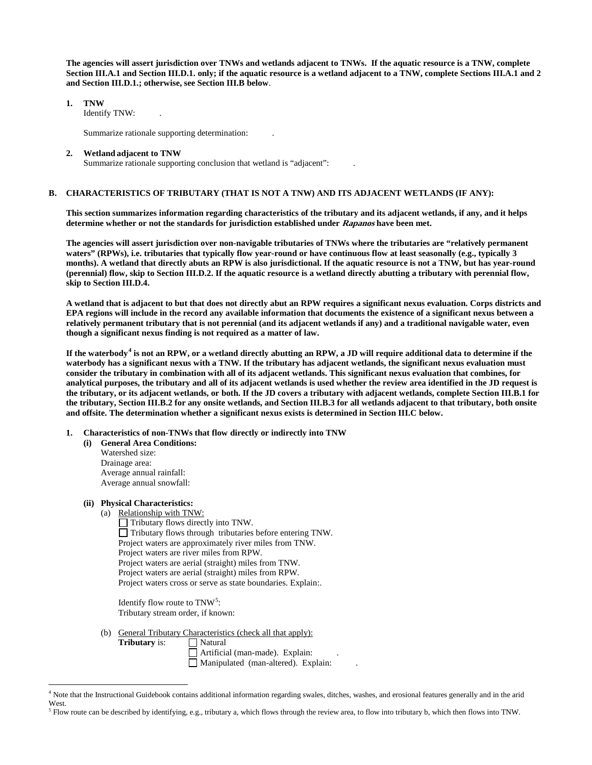**The agencies will assert jurisdiction over TNWs and wetlands adjacent to TNWs. If the aquatic resource is a TNW, complete Section III.A.1 and Section III.D.1. only; if the aquatic resource is a wetland adjacent to a TNW, complete Sections III.A.1 and 2 and Section III.D.1.; otherwise, see Section III.B below**.

**1. TNW**
Identify TNW: .

Summarize rationale supporting determination: .

**2. Wetland adjacent to TNW**
Summarize rationale supporting conclusion that wetland is "adjacent": .

## B. CHARACTERISTICS OF TRIBUTARY (THAT IS NOT A TNW) AND ITS ADJACENT WETLANDS (IF ANY):

**This section summarizes information regarding characteristics of the tributary and its adjacent wetlands, if any, and it helps determine whether or not the standards for jurisdiction established under *Rapanos* have been met.**

**The agencies will assert jurisdiction over non-navigable tributaries of TNWs where the tributaries are "relatively permanent waters" (RPWs), i.e. tributaries that typically flow year-round or have continuous flow at least seasonally (e.g., typically 3 months). A wetland that directly abuts an RPW is also jurisdictional. If the aquatic resource is not a TNW, but has year-round (perennial) flow, skip to Section III.D.2. If the aquatic resource is a wetland directly abutting a tributary with perennial flow, skip to Section III.D.4.**

**A wetland that is adjacent to but that does not directly abut an RPW requires a significant nexus evaluation. Corps districts and EPA regions will include in the record any available information that documents the existence of a significant nexus between a relatively permanent tributary that is not perennial (and its adjacent wetlands if any) and a traditional navigable water, even though a significant nexus finding is not required as a matter of law.**

**If the waterbody[4] is not an RPW, or a wetland directly abutting an RPW, a JD will require additional data to determine if the waterbody has a significant nexus with a TNW. If the tributary has adjacent wetlands, the significant nexus evaluation must consider the tributary in combination with all of its adjacent wetlands. This significant nexus evaluation that combines, for analytical purposes, the tributary and all of its adjacent wetlands is used whether the review area identified in the JD request is the tributary, or its adjacent wetlands, or both. If the JD covers a tributary with adjacent wetlands, complete Section III.B.1 for the tributary, Section III.B.2 for any onsite wetlands, and Section III.B.3 for all wetlands adjacent to that tributary, both onsite and offsite. The determination whether a significant nexus exists is determined in Section III.C below.**

**1. Characteristics of non-TNWs that flow directly or indirectly into TNW**

**(i) General Area Conditions:**
Watershed size:
Drainage area:
Average annual rainfall:
Average annual snowfall:

**(ii) Physical Characteristics:**

(a) Relationship with TNW:
☐ Tributary flows directly into TNW.
☐ Tributary flows through tributaries before entering TNW.
Project waters are approximately river miles from TNW.
Project waters are river miles from RPW.
Project waters are aerial (straight) miles from TNW.
Project waters are aerial (straight) miles from RPW.
Project waters cross or serve as state boundaries. Explain:.

Identify flow route to TNW[5]:
Tributary stream order, if known:

(b) General Tributary Characteristics (check all that apply):
**Tributary** is: ☐ Natural
☐ Artificial (man-made). Explain: .
☐ Manipulated (man-altered). Explain: .

---

[4] Note that the Instructional Guidebook contains additional information regarding swales, ditches, washes, and erosional features generally and in the arid West.

[5] Flow route can be described by identifying, e.g., tributary a, which flows through the review area, to flow into tributary b, which then flows into TNW.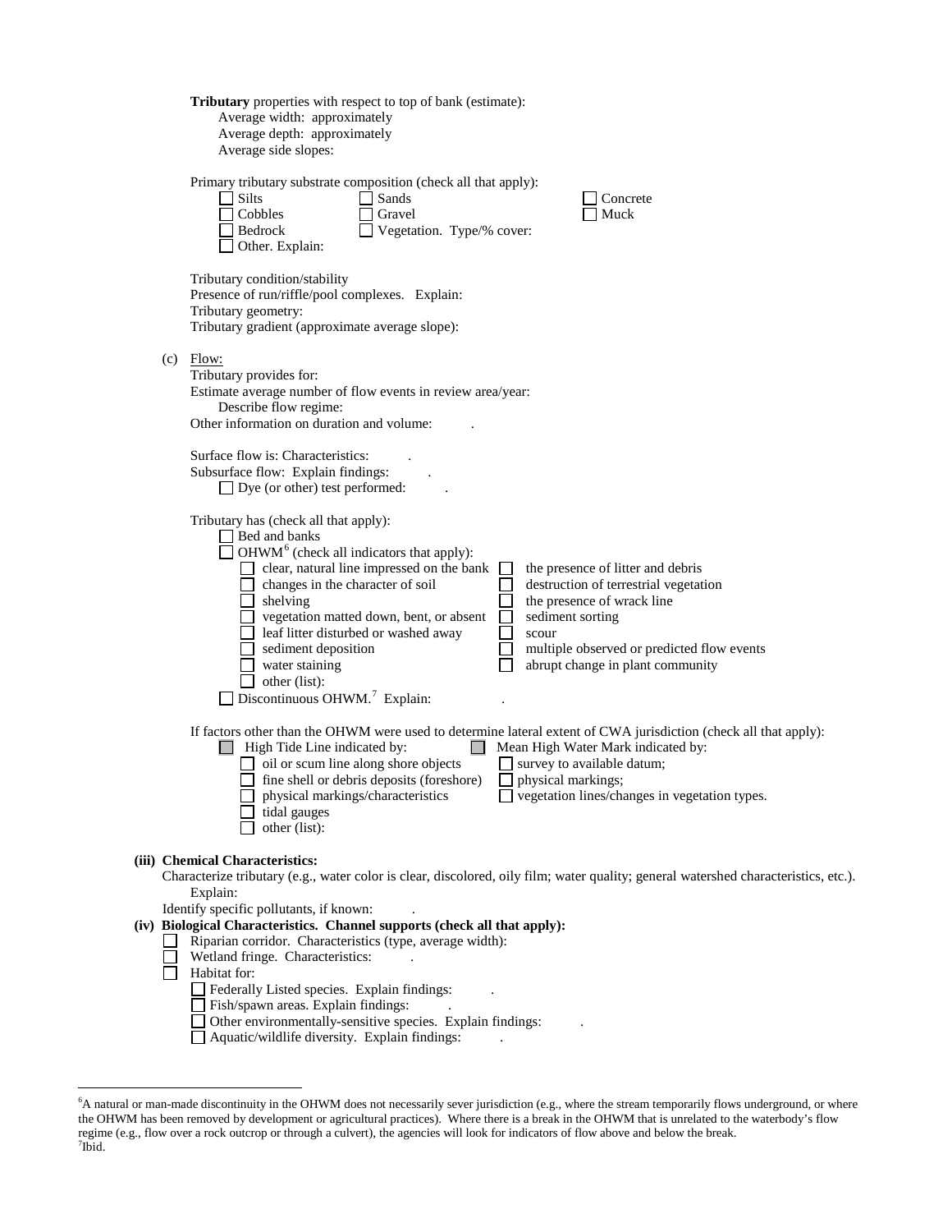**Tributary** properties with respect to top of bank (estimate):
Average width: approximately
Average depth: approximately
Average side slopes:

Primary tributary substrate composition (check all that apply):

- ☐ Silts
- ☐ Sands
- ☐ Concrete
- ☐ Cobbles
- ☐ Gravel
- ☐ Muck
- ☐ Bedrock
- ☐ Vegetation. Type/% cover:
- ☐ Other. Explain:

Tributary condition/stability
Presence of run/riffle/pool complexes. Explain:
Tributary geometry:
Tributary gradient (approximate average slope):

(c) Flow:

Tributary provides for:
Estimate average number of flow events in review area/year:
Describe flow regime:
Other information on duration and volume: .

Surface flow is: Characteristics: .
Subsurface flow: Explain findings: .
☐ Dye (or other) test performed: .

Tributary has (check all that apply):
☐ Bed and banks
☐ OHWM[6] (check all indicators that apply):

- ☐ clear, natural line impressed on the bank
- ☐ the presence of litter and debris
- ☐ changes in the character of soil
- ☐ destruction of terrestrial vegetation
- ☐ shelving
- ☐ the presence of wrack line
- ☐ vegetation matted down, bent, or absent
- ☐ sediment sorting
- ☐ leaf litter disturbed or washed away
- ☐ scour
- ☐ sediment deposition
- ☐ multiple observed or predicted flow events
- ☐ water staining
- ☐ abrupt change in plant community
- ☐ other (list):

☐ Discontinuous OHWM.[7] Explain: .

If factors other than the OHWM were used to determine lateral extent of CWA jurisdiction (check all that apply):

☐ High Tide Line indicated by:
- ☐ oil or scum line along shore objects
- ☐ fine shell or debris deposits (foreshore)
- ☐ physical markings/characteristics
- ☐ tidal gauges
- ☐ other (list):

☐ Mean High Water Mark indicated by:
- ☐ survey to available datum;
- ☐ physical markings;
- ☐ vegetation lines/changes in vegetation types.

**(iii) Chemical Characteristics:**

Characterize tributary (e.g., water color is clear, discolored, oily film; water quality; general watershed characteristics, etc.). Explain:
Identify specific pollutants, if known: .

**(iv) Biological Characteristics. Channel supports (check all that apply):**

- ☐ Riparian corridor. Characteristics (type, average width):
- ☐ Wetland fringe. Characteristics: .
- ☐ Habitat for:
  - ☐ Federally Listed species. Explain findings: .
  - ☐ Fish/spawn areas. Explain findings: .
  - ☐ Other environmentally-sensitive species. Explain findings: .
  - ☐ Aquatic/wildlife diversity. Explain findings: .

---

[6] A natural or man-made discontinuity in the OHWM does not necessarily sever jurisdiction (e.g., where the stream temporarily flows underground, or where the OHWM has been removed by development or agricultural practices). Where there is a break in the OHWM that is unrelated to the waterbody's flow regime (e.g., flow over a rock outcrop or through a culvert), the agencies will look for indicators of flow above and below the break.
[7] Ibid.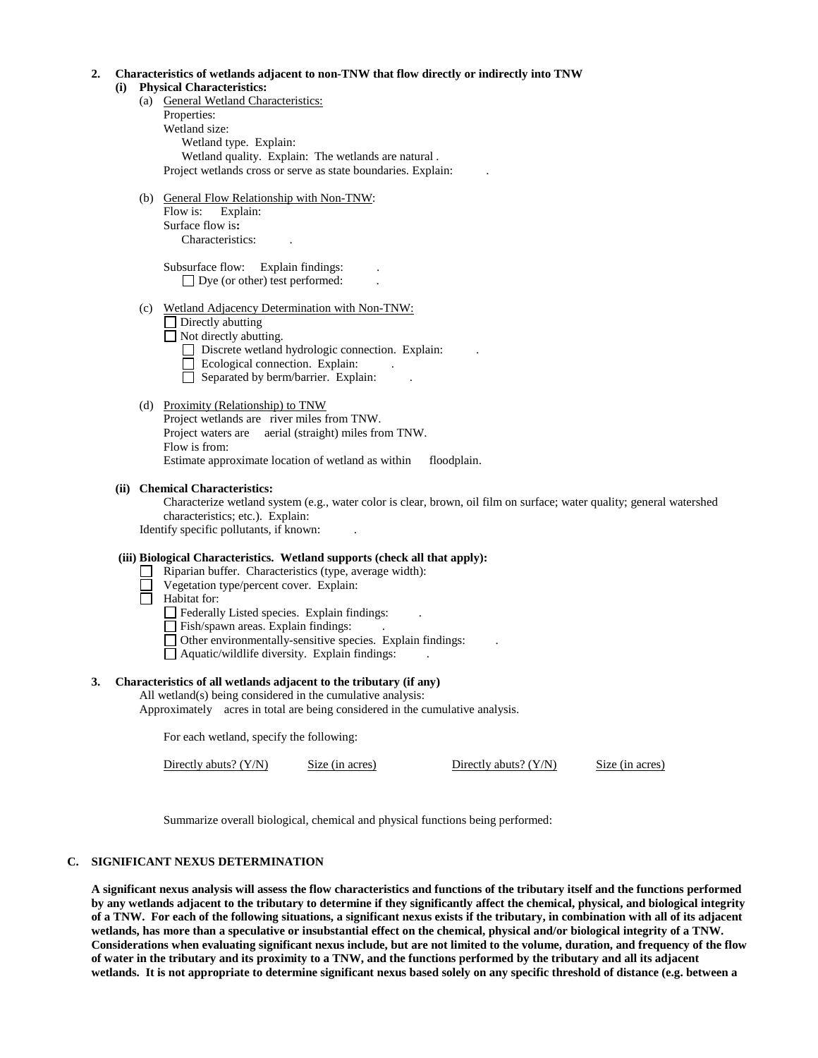**2. Characteristics of wetlands adjacent to non-TNW that flow directly or indirectly into TNW**

**(i) Physical Characteristics:**

(a) General Wetland Characteristics:
Properties:
Wetland size:
Wetland type. Explain:
Wetland quality. Explain: The wetlands are natural .
Project wetlands cross or serve as state boundaries. Explain: .

(b) General Flow Relationship with Non-TNW:
Flow is: Explain:
Surface flow is**:**
Characteristics: .

Subsurface flow: Explain findings: .
☐ Dye (or other) test performed: .

(c) Wetland Adjacency Determination with Non-TNW:
☐ Directly abutting
☐ Not directly abutting.
☐ Discrete wetland hydrologic connection. Explain: .
☐ Ecological connection. Explain: .
☐ Separated by berm/barrier. Explain: .

(d) Proximity (Relationship) to TNW
Project wetlands are river miles from TNW.
Project waters are aerial (straight) miles from TNW.
Flow is from:
Estimate approximate location of wetland as within floodplain.

**(ii) Chemical Characteristics:**

Characterize wetland system (e.g., water color is clear, brown, oil film on surface; water quality; general watershed characteristics; etc.). Explain:
Identify specific pollutants, if known: .

**(iii) Biological Characteristics. Wetland supports (check all that apply):**

☐ Riparian buffer. Characteristics (type, average width):
☐ Vegetation type/percent cover. Explain:
☐ Habitat for:
☐ Federally Listed species. Explain findings: .
☐ Fish/spawn areas. Explain findings: .
☐ Other environmentally-sensitive species. Explain findings: .
☐ Aquatic/wildlife diversity. Explain findings: .

**3. Characteristics of all wetlands adjacent to the tributary (if any)**

All wetland(s) being considered in the cumulative analysis:
Approximately acres in total are being considered in the cumulative analysis.

For each wetland, specify the following:

| Directly abuts? (Y/N) | Size (in acres) | Directly abuts? (Y/N) | Size (in acres) |
|---|---|---|---|

Summarize overall biological, chemical and physical functions being performed:

**C. SIGNIFICANT NEXUS DETERMINATION**

**A significant nexus analysis will assess the flow characteristics and functions of the tributary itself and the functions performed by any wetlands adjacent to the tributary to determine if they significantly affect the chemical, physical, and biological integrity of a TNW. For each of the following situations, a significant nexus exists if the tributary, in combination with all of its adjacent wetlands, has more than a speculative or insubstantial effect on the chemical, physical and/or biological integrity of a TNW. Considerations when evaluating significant nexus include, but are not limited to the volume, duration, and frequency of the flow of water in the tributary and its proximity to a TNW, and the functions performed by the tributary and all its adjacent wetlands. It is not appropriate to determine significant nexus based solely on any specific threshold of distance (e.g. between a**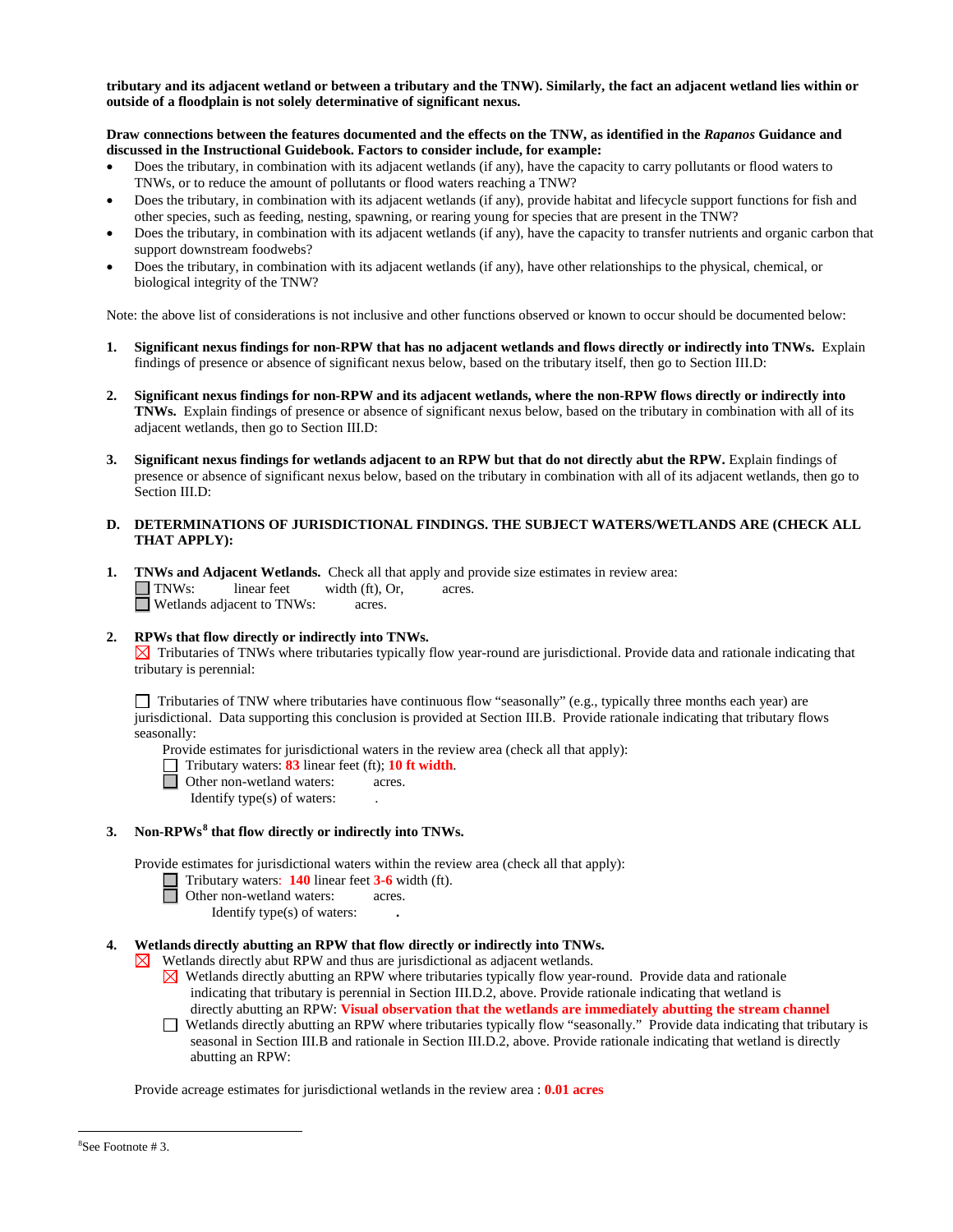**tributary and its adjacent wetland or between a tributary and the TNW). Similarly, the fact an adjacent wetland lies within or outside of a floodplain is not solely determinative of significant nexus.**

**Draw connections between the features documented and the effects on the TNW, as identified in the *Rapanos* Guidance and discussed in the Instructional Guidebook. Factors to consider include, for example:**

- Does the tributary, in combination with its adjacent wetlands (if any), have the capacity to carry pollutants or flood waters to TNWs, or to reduce the amount of pollutants or flood waters reaching a TNW?
- Does the tributary, in combination with its adjacent wetlands (if any), provide habitat and lifecycle support functions for fish and other species, such as feeding, nesting, spawning, or rearing young for species that are present in the TNW?
- Does the tributary, in combination with its adjacent wetlands (if any), have the capacity to transfer nutrients and organic carbon that support downstream foodwebs?
- Does the tributary, in combination with its adjacent wetlands (if any), have other relationships to the physical, chemical, or biological integrity of the TNW?

Note: the above list of considerations is not inclusive and other functions observed or known to occur should be documented below:

1. **Significant nexus findings for non-RPW that has no adjacent wetlands and flows directly or indirectly into TNWs.** Explain findings of presence or absence of significant nexus below, based on the tributary itself, then go to Section III.D:

2. **Significant nexus findings for non-RPW and its adjacent wetlands, where the non-RPW flows directly or indirectly into TNWs.** Explain findings of presence or absence of significant nexus below, based on the tributary in combination with all of its adjacent wetlands, then go to Section III.D:

3. **Significant nexus findings for wetlands adjacent to an RPW but that do not directly abut the RPW.** Explain findings of presence or absence of significant nexus below, based on the tributary in combination with all of its adjacent wetlands, then go to Section III.D:

## D. DETERMINATIONS OF JURISDICTIONAL FINDINGS. THE SUBJECT WATERS/WETLANDS ARE (CHECK ALL THAT APPLY):

1. **TNWs and Adjacent Wetlands.** Check all that apply and provide size estimates in review area:
   - ☐ TNWs: linear feet width (ft), Or, acres.
   - ☐ Wetlands adjacent to TNWs: acres.

2. **RPWs that flow directly or indirectly into TNWs.**
   - ☒ Tributaries of TNWs where tributaries typically flow year-round are jurisdictional. Provide data and rationale indicating that tributary is perennial:

   - ☐ Tributaries of TNW where tributaries have continuous flow "seasonally" (e.g., typically three months each year) are jurisdictional. Data supporting this conclusion is provided at Section III.B. Provide rationale indicating that tributary flows seasonally:

   Provide estimates for jurisdictional waters in the review area (check all that apply):
   - ☐ Tributary waters: **83** linear feet (ft); **10 ft width**.
   - ☐ Other non-wetland waters: acres.
     Identify type(s) of waters: .

3. **Non-RPWs[8] that flow directly or indirectly into TNWs.**

   Provide estimates for jurisdictional waters within the review area (check all that apply):
   - ☐ Tributary waters: **140** linear feet **3-6** width (ft).
   - ☐ Other non-wetland waters: acres.
     Identify type(s) of waters: **.**

4. **Wetlands directly abutting an RPW that flow directly or indirectly into TNWs.**
   - ☒ Wetlands directly abut RPW and thus are jurisdictional as adjacent wetlands.
     - ☒ Wetlands directly abutting an RPW where tributaries typically flow year-round. Provide data and rationale indicating that tributary is perennial in Section III.D.2, above. Provide rationale indicating that wetland is directly abutting an RPW: **Visual observation that the wetlands are immediately abutting the stream channel**
     - ☐ Wetlands directly abutting an RPW where tributaries typically flow "seasonally." Provide data indicating that tributary is seasonal in Section III.B and rationale in Section III.D.2, above. Provide rationale indicating that wetland is directly abutting an RPW:

   Provide acreage estimates for jurisdictional wetlands in the review area : **0.01 acres**

---

[8]See Footnote # 3.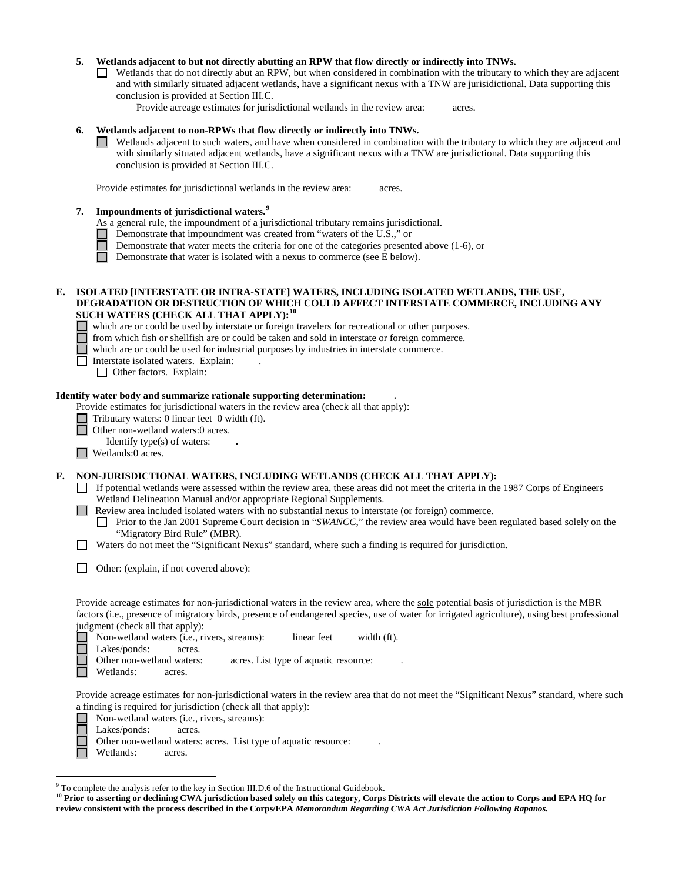**5. Wetlands adjacent to but not directly abutting an RPW that flow directly or indirectly into TNWs.**

☐ Wetlands that do not directly abut an RPW, but when considered in combination with the tributary to which they are adjacent and with similarly situated adjacent wetlands, have a significant nexus with a TNW are jurisdictional. Data supporting this conclusion is provided at Section III.C.

Provide acreage estimates for jurisdictional wetlands in the review area: acres.

**6. Wetlands adjacent to non-RPWs that flow directly or indirectly into TNWs.**

☐ Wetlands adjacent to such waters, and have when considered in combination with the tributary to which they are adjacent and with similarly situated adjacent wetlands, have a significant nexus with a TNW are jurisdictional. Data supporting this conclusion is provided at Section III.C.

Provide estimates for jurisdictional wetlands in the review area: acres.

**7. Impoundments of jurisdictional waters.**[9]

As a general rule, the impoundment of a jurisdictional tributary remains jurisdictional.

☐ Demonstrate that impoundment was created from "waters of the U.S.," or
☐ Demonstrate that water meets the criteria for one of the categories presented above (1-6), or
☐ Demonstrate that water is isolated with a nexus to commerce (see E below).

**E. ISOLATED [INTERSTATE OR INTRA-STATE] WATERS, INCLUDING ISOLATED WETLANDS, THE USE, DEGRADATION OR DESTRUCTION OF WHICH COULD AFFECT INTERSTATE COMMERCE, INCLUDING ANY SUCH WATERS (CHECK ALL THAT APPLY):**[10]

☐ which are or could be used by interstate or foreign travelers for recreational or other purposes.
☐ from which fish or shellfish are or could be taken and sold in interstate or foreign commerce.
☐ which are or could be used for industrial purposes by industries in interstate commerce.
☐ Interstate isolated waters. Explain: .
☐ Other factors. Explain:

**Identify water body and summarize rationale supporting determination:** .

Provide estimates for jurisdictional waters in the review area (check all that apply):

☐ Tributary waters: 0 linear feet 0 width (ft).
☐ Other non-wetland waters:0 acres.
Identify type(s) of waters: **.**
☐ Wetlands:0 acres.

**F. NON-JURISDICTIONAL WATERS, INCLUDING WETLANDS (CHECK ALL THAT APPLY):**

☐ If potential wetlands were assessed within the review area, these areas did not meet the criteria in the 1987 Corps of Engineers Wetland Delineation Manual and/or appropriate Regional Supplements.
☐ Review area included isolated waters with no substantial nexus to interstate (or foreign) commerce.
☐ Prior to the Jan 2001 Supreme Court decision in "*SWANCC*," the review area would have been regulated based solely on the "Migratory Bird Rule" (MBR).
☐ Waters do not meet the "Significant Nexus" standard, where such a finding is required for jurisdiction.

☐ Other: (explain, if not covered above):

Provide acreage estimates for non-jurisdictional waters in the review area, where the sole potential basis of jurisdiction is the MBR factors (i.e., presence of migratory birds, presence of endangered species, use of water for irrigated agriculture), using best professional judgment (check all that apply):

☐ Non-wetland waters (i.e., rivers, streams): linear feet width (ft).
☐ Lakes/ponds: acres.
☐ Other non-wetland waters: acres. List type of aquatic resource: .
☐ Wetlands: acres.

Provide acreage estimates for non-jurisdictional waters in the review area that do not meet the "Significant Nexus" standard, where such a finding is required for jurisdiction (check all that apply):

☐ Non-wetland waters (i.e., rivers, streams):
☐ Lakes/ponds: acres.
☐ Other non-wetland waters: acres. List type of aquatic resource: .
☐ Wetlands: acres.

---

[9] To complete the analysis refer to the key in Section III.D.6 of the Instructional Guidebook.

[10] **Prior to asserting or declining CWA jurisdiction based solely on this category, Corps Districts will elevate the action to Corps and EPA HQ for review consistent with the process described in the Corps/EPA *Memorandum Regarding CWA Act Jurisdiction Following Rapanos.***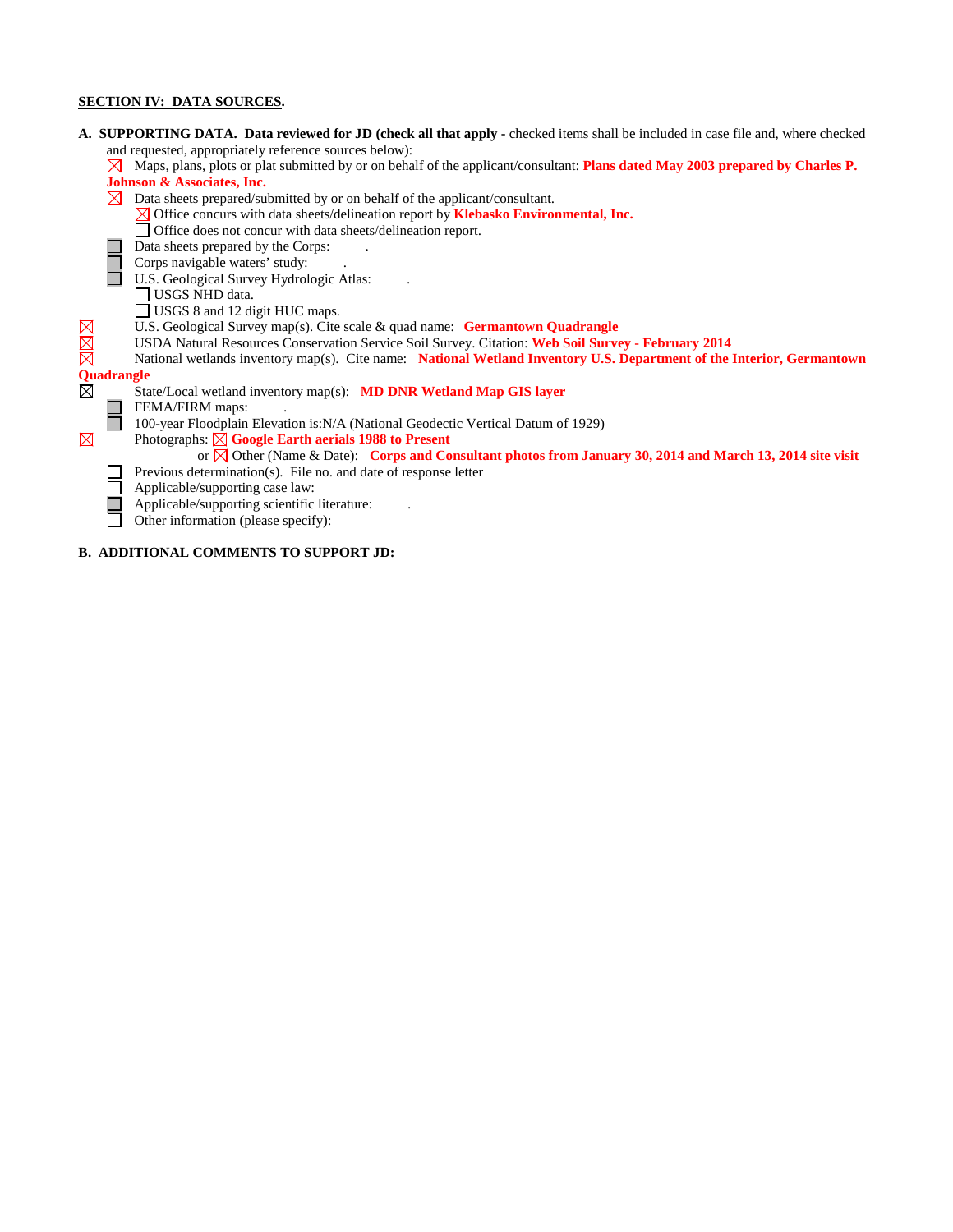**SECTION IV: DATA SOURCES.**

**A. SUPPORTING DATA. Data reviewed for JD (check all that apply** - checked items shall be included in case file and, where checked and requested, appropriately reference sources below):

- ☒ Maps, plans, plots or plat submitted by or on behalf of the applicant/consultant: **Plans dated May 2003 prepared by Charles P. Johnson & Associates, Inc.**
- ☒ Data sheets prepared/submitted by or on behalf of the applicant/consultant.
  - ☒ Office concurs with data sheets/delineation report by **Klebasko Environmental, Inc.**
  - ☐ Office does not concur with data sheets/delineation report.
- ☐ Data sheets prepared by the Corps: .
- ☐ Corps navigable waters' study: .
- ☐ U.S. Geological Survey Hydrologic Atlas: .
  - ☐ USGS NHD data.
  - ☐ USGS 8 and 12 digit HUC maps.
- ☒ U.S. Geological Survey map(s). Cite scale & quad name: **Germantown Quadrangle**
- ☒ USDA Natural Resources Conservation Service Soil Survey. Citation: **Web Soil Survey - February 2014**
- ☒ National wetlands inventory map(s). Cite name: **National Wetland Inventory U.S. Department of the Interior, Germantown Quadrangle**
- ☒ State/Local wetland inventory map(s): **MD DNR Wetland Map GIS layer**
- ☐ FEMA/FIRM maps: .
- ☐ 100-year Floodplain Elevation is:N/A (National Geodectic Vertical Datum of 1929)
- ☒ Photographs: ☒ **Google Earth aerials 1988 to Present**
  - or ☒ Other (Name & Date): **Corps and Consultant photos from January 30, 2014 and March 13, 2014 site visit**
- ☐ Previous determination(s). File no. and date of response letter
- ☐ Applicable/supporting case law:
- ☐ Applicable/supporting scientific literature: .
- ☐ Other information (please specify):

**B. ADDITIONAL COMMENTS TO SUPPORT JD:**